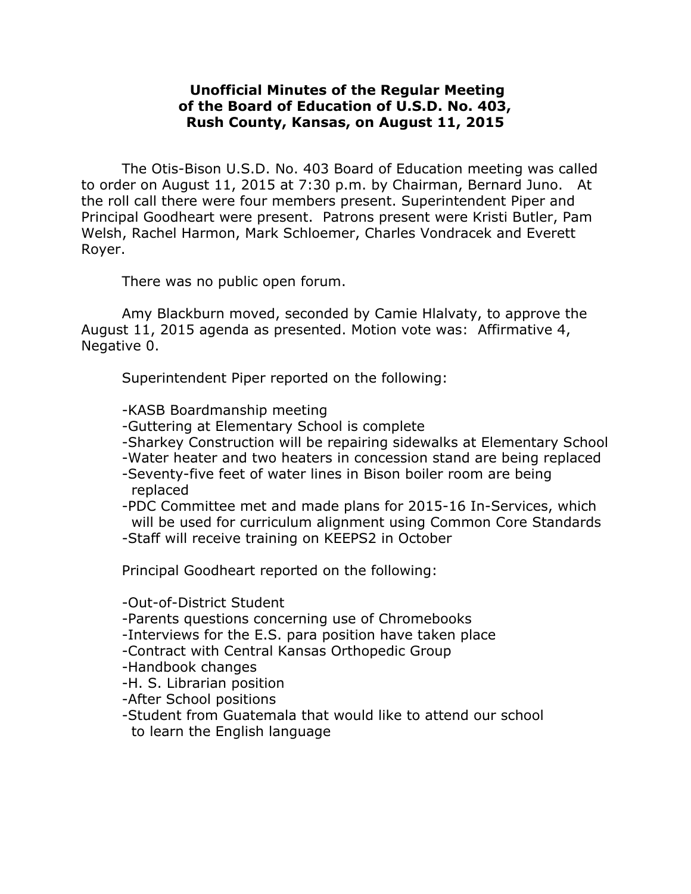# Unofficial Minutes of the Regular Meeting of the Board of Education of U.S.D. No. 403, Rush County, Kansas, on August 11, 2015

The Otis-Bison U.S.D. No. 403 Board of Education meeting was called to order on August 11, 2015 at 7:30 p.m. by Chairman, Bernard Juno. At the roll call there were four members present. Superintendent Piper and Principal Goodheart were present. Patrons present were Kristi Butler, Pam Welsh, Rachel Harmon, Mark Schloemer, Charles Vondracek and Everett Royer.

There was no public open forum.

Amy Blackburn moved, seconded by Camie Hlalvaty, to approve the August 11, 2015 agenda as presented. Motion vote was: Affirmative 4, Negative 0.

Superintendent Piper reported on the following:

- KASB Boardmanship meeting
- Guttering at Elementary School is complete
- Sharkey Construction will be repairing sidewalks at Elementary School
- Water heater and two heaters in concession stand are being replaced
- Seventy-five feet of water lines in Bison boiler room are being replaced
- PDC Committee met and made plans for 2015-16 In-Services, which will be used for curriculum alignment using Common Core Standards
- Staff will receive training on KEEPS2 in October

Principal Goodheart reported on the following:

- Out-of-District Student
- Parents questions concerning use of Chromebooks
- Interviews for the E.S. para position have taken place
- Contract with Central Kansas Orthopedic Group
- Handbook changes
- H. S. Librarian position
- After School positions
- Student from Guatemala that would like to attend our school to learn the English language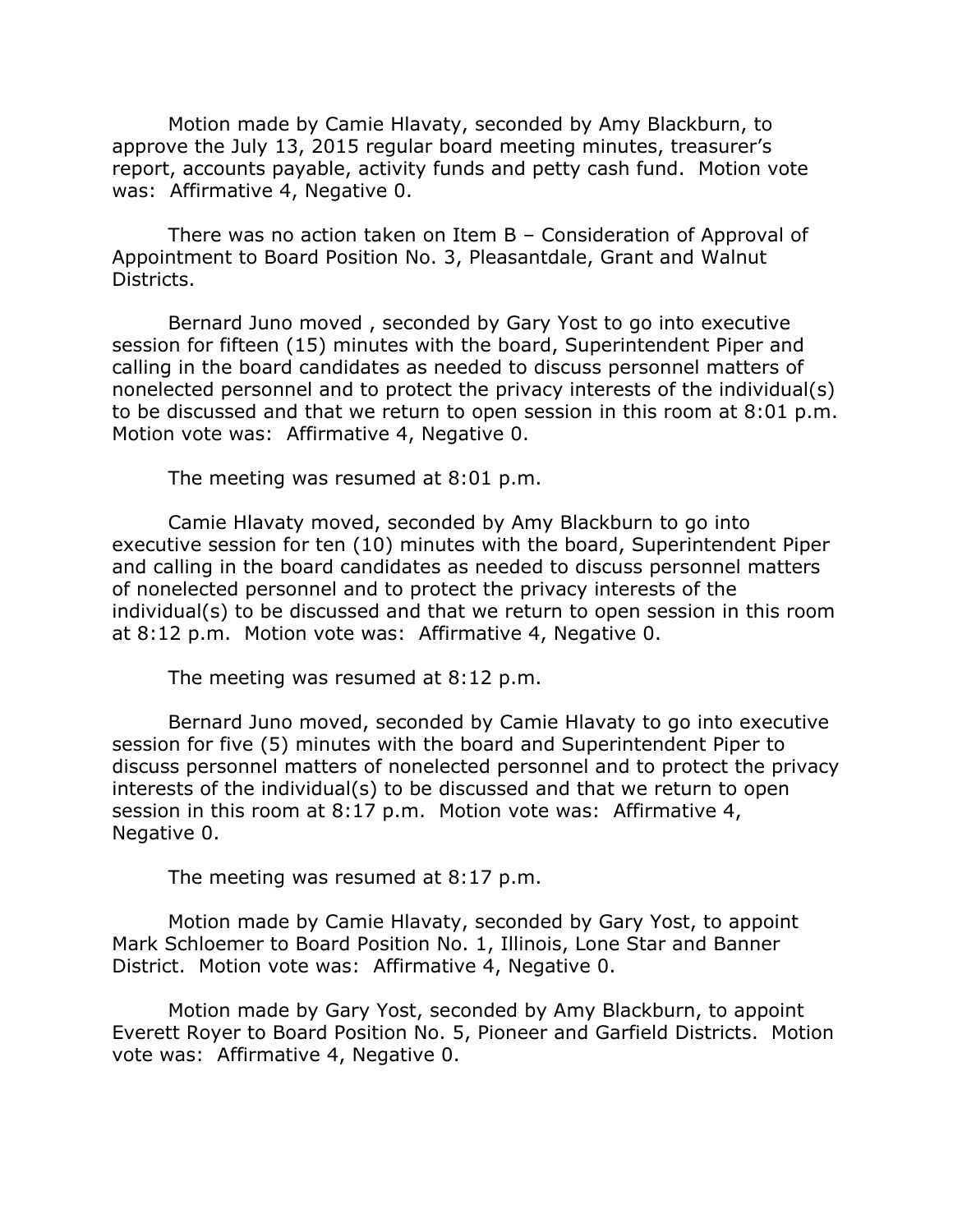Motion made by Camie Hlavaty, seconded by Amy Blackburn, to approve the July 13, 2015 regular board meeting minutes, treasurer's report, accounts payable, activity funds and petty cash fund. Motion vote was: Affirmative 4, Negative 0.

There was no action taken on Item B – Consideration of Approval of Appointment to Board Position No. 3, Pleasantdale, Grant and Walnut Districts.

Bernard Juno moved , seconded by Gary Yost to go into executive session for fifteen (15) minutes with the board, Superintendent Piper and calling in the board candidates as needed to discuss personnel matters of nonelected personnel and to protect the privacy interests of the individual(s) to be discussed and that we return to open session in this room at 8:01 p.m. Motion vote was: Affirmative 4, Negative 0.

The meeting was resumed at 8:01 p.m.

Camie Hlavaty moved, seconded by Amy Blackburn to go into executive session for ten (10) minutes with the board, Superintendent Piper and calling in the board candidates as needed to discuss personnel matters of nonelected personnel and to protect the privacy interests of the individual(s) to be discussed and that we return to open session in this room at 8:12 p.m. Motion vote was: Affirmative 4, Negative 0.

The meeting was resumed at 8:12 p.m.

Bernard Juno moved, seconded by Camie Hlavaty to go into executive session for five (5) minutes with the board and Superintendent Piper to discuss personnel matters of nonelected personnel and to protect the privacy interests of the individual(s) to be discussed and that we return to open session in this room at 8:17 p.m. Motion vote was: Affirmative 4, Negative 0.

The meeting was resumed at 8:17 p.m.

Motion made by Camie Hlavaty, seconded by Gary Yost, to appoint Mark Schloemer to Board Position No. 1, Illinois, Lone Star and Banner District. Motion vote was: Affirmative 4, Negative 0.

Motion made by Gary Yost, seconded by Amy Blackburn, to appoint Everett Royer to Board Position No. 5, Pioneer and Garfield Districts. Motion vote was: Affirmative 4, Negative 0.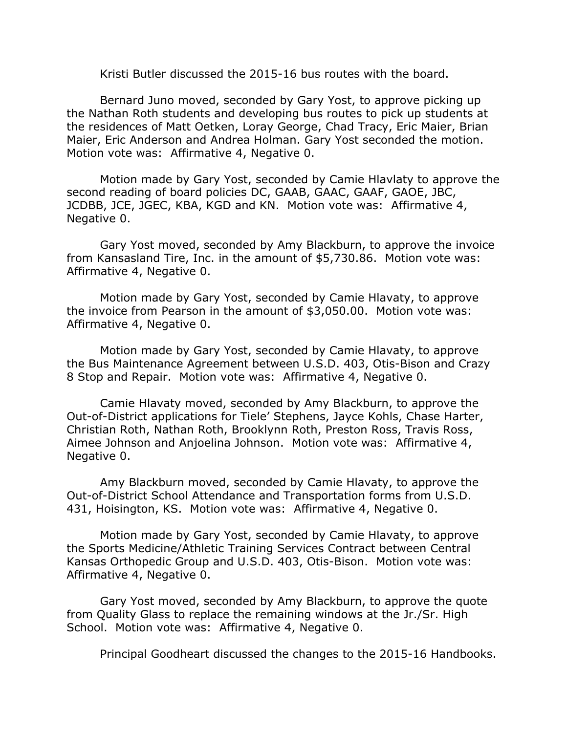Kristi Butler discussed the 2015-16 bus routes with the board.

Bernard Juno moved, seconded by Gary Yost, to approve picking up the Nathan Roth students and developing bus routes to pick up students at the residences of Matt Oetken, Loray George, Chad Tracy, Eric Maier, Brian Maier, Eric Anderson and Andrea Holman. Gary Yost seconded the motion. Motion vote was: Affirmative 4, Negative 0.

Motion made by Gary Yost, seconded by Camie Hlavlaty to approve the second reading of board policies DC, GAAB, GAAC, GAAF, GAOE, JBC, JCDBB, JCE, JGEC, KBA, KGD and KN. Motion vote was: Affirmative 4, Negative 0.

Gary Yost moved, seconded by Amy Blackburn, to approve the invoice from Kansasland Tire, Inc. in the amount of $5,730.86. Motion vote was: Affirmative 4, Negative 0.

Motion made by Gary Yost, seconded by Camie Hlavaty, to approve the invoice from Pearson in the amount of $3,050.00. Motion vote was: Affirmative 4, Negative 0.

Motion made by Gary Yost, seconded by Camie Hlavaty, to approve the Bus Maintenance Agreement between U.S.D. 403, Otis-Bison and Crazy 8 Stop and Repair. Motion vote was: Affirmative 4, Negative 0.

Camie Hlavaty moved, seconded by Amy Blackburn, to approve the Out-of-District applications for Tiele' Stephens, Jayce Kohls, Chase Harter, Christian Roth, Nathan Roth, Brooklynn Roth, Preston Ross, Travis Ross, Aimee Johnson and Anjoelina Johnson. Motion vote was: Affirmative 4, Negative 0.

Amy Blackburn moved, seconded by Camie Hlavaty, to approve the Out-of-District School Attendance and Transportation forms from U.S.D. 431, Hoisington, KS. Motion vote was: Affirmative 4, Negative 0.

Motion made by Gary Yost, seconded by Camie Hlavaty, to approve the Sports Medicine/Athletic Training Services Contract between Central Kansas Orthopedic Group and U.S.D. 403, Otis-Bison. Motion vote was: Affirmative 4, Negative 0.

Gary Yost moved, seconded by Amy Blackburn, to approve the quote from Quality Glass to replace the remaining windows at the Jr./Sr. High School. Motion vote was: Affirmative 4, Negative 0.

Principal Goodheart discussed the changes to the 2015-16 Handbooks.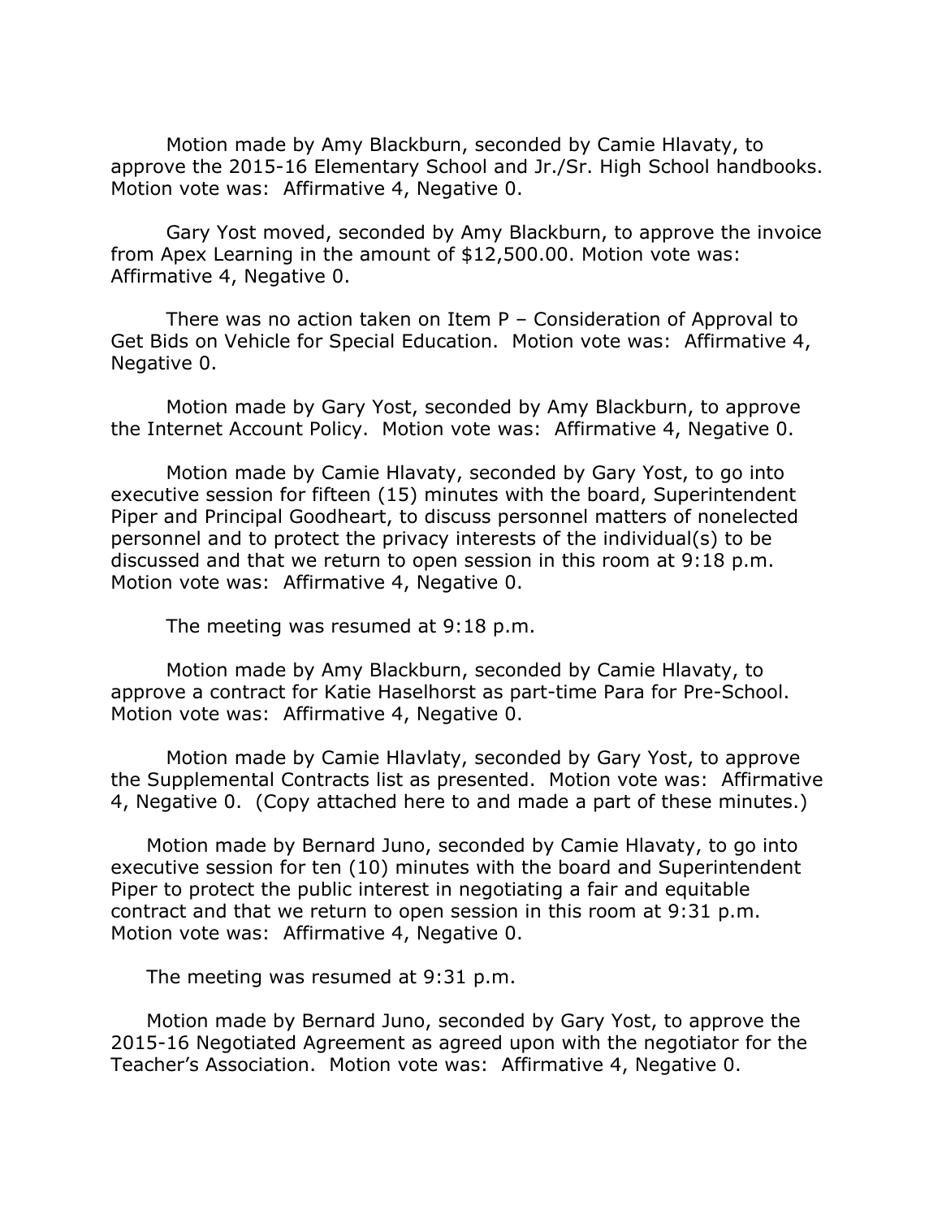Motion made by Amy Blackburn, seconded by Camie Hlavaty, to approve the 2015-16 Elementary School and Jr./Sr. High School handbooks. Motion vote was: Affirmative 4, Negative 0.

Gary Yost moved, seconded by Amy Blackburn, to approve the invoice from Apex Learning in the amount of $12,500.00. Motion vote was: Affirmative 4, Negative 0.

There was no action taken on Item P – Consideration of Approval to Get Bids on Vehicle for Special Education. Motion vote was: Affirmative 4, Negative 0.

Motion made by Gary Yost, seconded by Amy Blackburn, to approve the Internet Account Policy. Motion vote was: Affirmative 4, Negative 0.

Motion made by Camie Hlavaty, seconded by Gary Yost, to go into executive session for fifteen (15) minutes with the board, Superintendent Piper and Principal Goodheart, to discuss personnel matters of nonelected personnel and to protect the privacy interests of the individual(s) to be discussed and that we return to open session in this room at 9:18 p.m. Motion vote was: Affirmative 4, Negative 0.

The meeting was resumed at 9:18 p.m.

Motion made by Amy Blackburn, seconded by Camie Hlavaty, to approve a contract for Katie Haselhorst as part-time Para for Pre-School. Motion vote was: Affirmative 4, Negative 0.

Motion made by Camie Hlavlaty, seconded by Gary Yost, to approve the Supplemental Contracts list as presented. Motion vote was: Affirmative 4, Negative 0. (Copy attached here to and made a part of these minutes.)

Motion made by Bernard Juno, seconded by Camie Hlavaty, to go into executive session for ten (10) minutes with the board and Superintendent Piper to protect the public interest in negotiating a fair and equitable contract and that we return to open session in this room at 9:31 p.m. Motion vote was: Affirmative 4, Negative 0.

The meeting was resumed at 9:31 p.m.

Motion made by Bernard Juno, seconded by Gary Yost, to approve the 2015-16 Negotiated Agreement as agreed upon with the negotiator for the Teacher's Association. Motion vote was: Affirmative 4, Negative 0.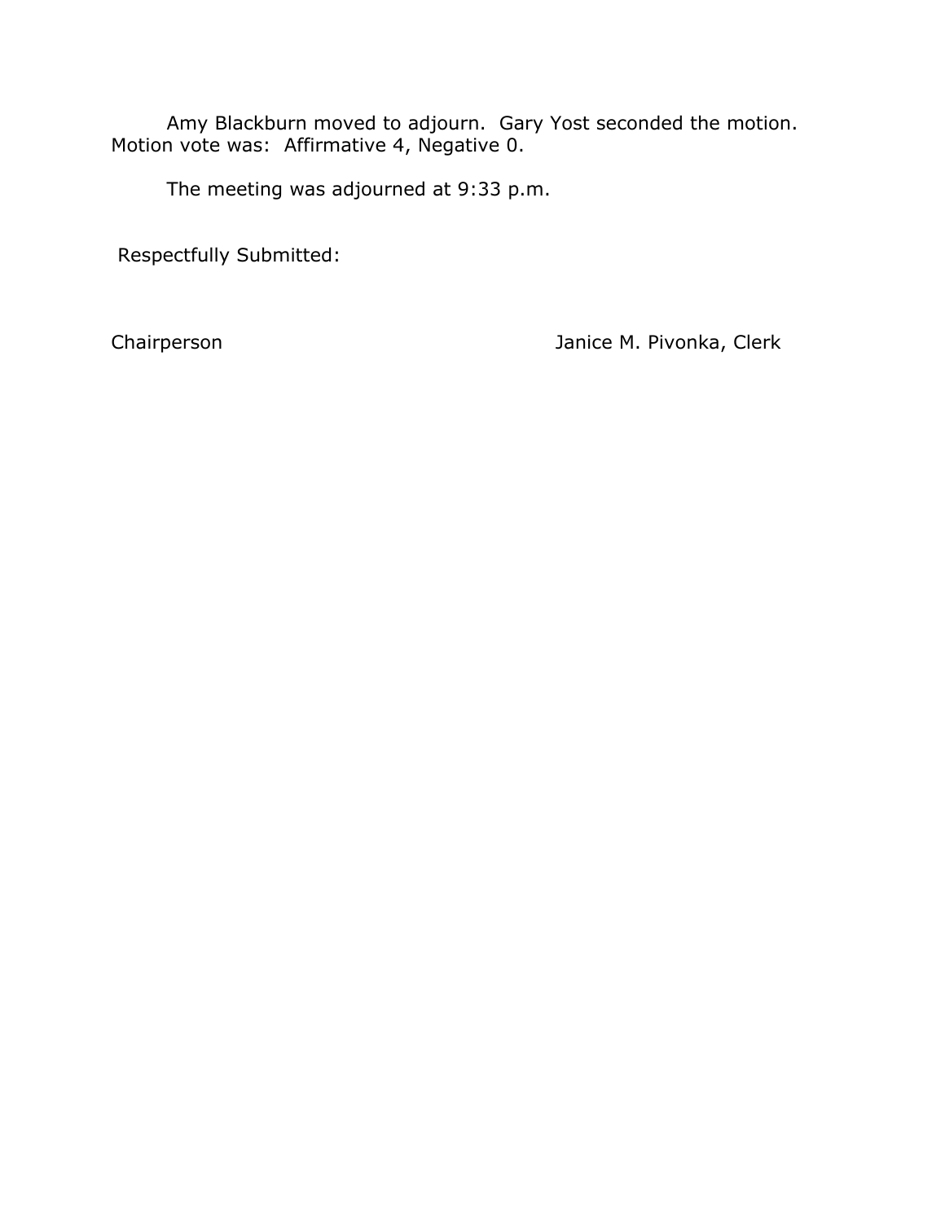Amy Blackburn moved to adjourn. Gary Yost seconded the motion. Motion vote was: Affirmative 4, Negative 0.

The meeting was adjourned at 9:33 p.m.

Respectfully Submitted:

Chairperson

Janice M. Pivonka, Clerk